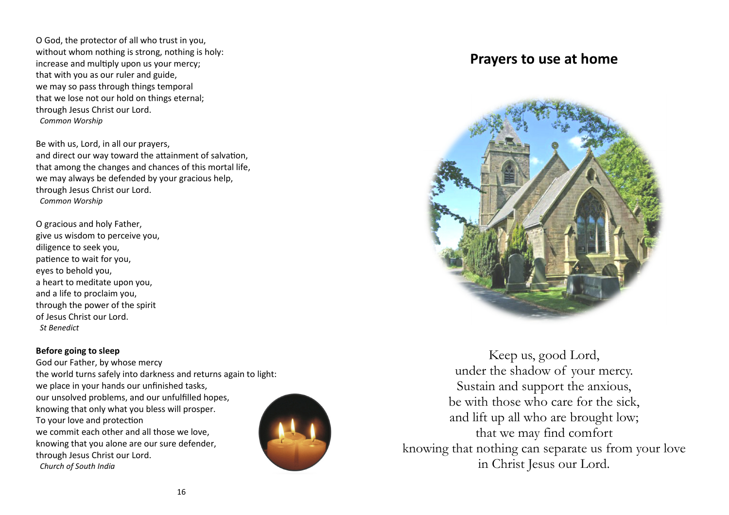O God, the protector of all who trust in you,
without whom nothing is strong, nothing is holy:
increase and multiply upon us your mercy;
that with you as our ruler and guide,
we may so pass through things temporal
that we lose not our hold on things eternal;
through Jesus Christ our Lord.
*Common Worship*

Be with us, Lord, in all our prayers,
and direct our way toward the attainment of salvation,
that among the changes and chances of this mortal life,
we may always be defended by your gracious help,
through Jesus Christ our Lord.
*Common Worship*

O gracious and holy Father,
give us wisdom to perceive you,
diligence to seek you,
patience to wait for you,
eyes to behold you,
a heart to meditate upon you,
and a life to proclaim you,
through the power of the spirit
of Jesus Christ our Lord.
*St Benedict*

**Before going to sleep**

God our Father, by whose mercy
the world turns safely into darkness and returns again to light:
we place in your hands our unfinished tasks,
our unsolved problems, and our unfulfilled hopes,
knowing that only what you bless will prosper.
To your love and protection
we commit each other and all those we love,
knowing that you alone are our sure defender,
through Jesus Christ our Lord.
*Church of South India*

## Prayers to use at home

Keep us, good Lord,
under the shadow of your mercy.
Sustain and support the anxious,
be with those who care for the sick,
and lift up all who are brought low;
that we may find comfort
knowing that nothing can separate us from your love
in Christ Jesus our Lord.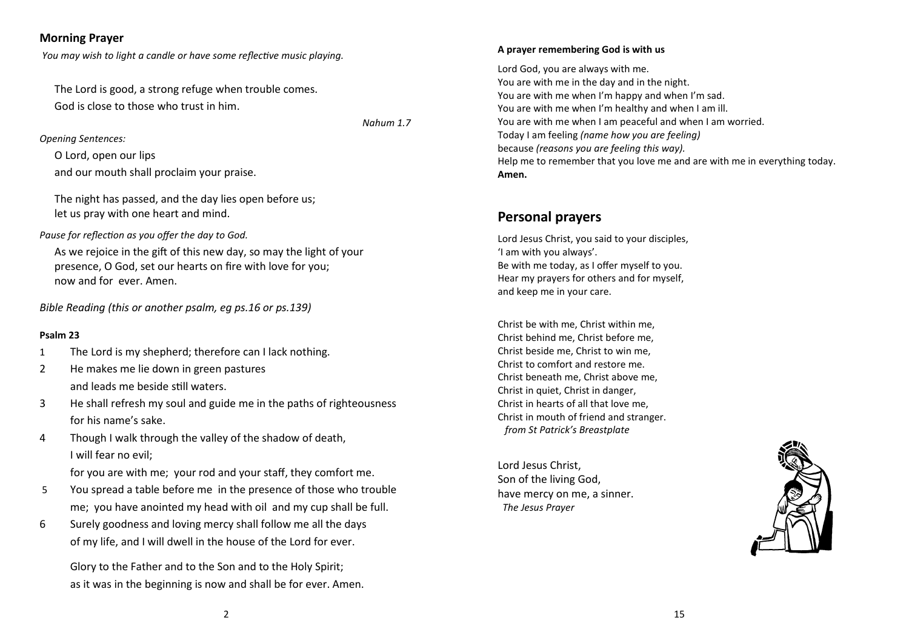## Morning Prayer

*You may wish to light a candle or have some reflective music playing.*

The Lord is good, a strong refuge when trouble comes.
God is close to those who trust in him.

*Nahum 1.7*

*Opening Sentences:*

O Lord, open our lips
and our mouth shall proclaim your praise.

The night has passed, and the day lies open before us;
let us pray with one heart and mind.

*Pause for reflection as you offer the day to God.*

As we rejoice in the gift of this new day, so may the light of your presence, O God, set our hearts on fire with love for you;
now and for ever. Amen.

*Bible Reading (this or another psalm, eg ps.16 or ps.139)*

**Psalm 23**

1 The Lord is my shepherd; therefore can I lack nothing.

2 He makes me lie down in green pastures
and leads me beside still waters.

3 He shall refresh my soul and guide me in the paths of righteousness
for his name's sake.

4 Though I walk through the valley of the shadow of death,
I will fear no evil;
for you are with me; your rod and your staff, they comfort me.

5 You spread a table before me in the presence of those who trouble me; you have anointed my head with oil and my cup shall be full.

6 Surely goodness and loving mercy shall follow me all the days
of my life, and I will dwell in the house of the Lord for ever.

Glory to the Father and to the Son and to the Holy Spirit;
as it was in the beginning is now and shall be for ever. Amen.

**A prayer remembering God is with us**

Lord God, you are always with me.
You are with me in the day and in the night.
You are with me when I'm happy and when I'm sad.
You are with me when I'm healthy and when I am ill.
You are with me when I am peaceful and when I am worried.
Today I am feeling *(name how you are feeling)*
because *(reasons you are feeling this way).*
Help me to remember that you love me and are with me in everything today.
**Amen.**

## Personal prayers

Lord Jesus Christ, you said to your disciples,
'I am with you always'.
Be with me today, as I offer myself to you.
Hear my prayers for others and for myself,
and keep me in your care.

Christ be with me, Christ within me,
Christ behind me, Christ before me,
Christ beside me, Christ to win me,
Christ to comfort and restore me.
Christ beneath me, Christ above me,
Christ in quiet, Christ in danger,
Christ in hearts of all that love me,
Christ in mouth of friend and stranger.
*from St Patrick's Breastplate*

Lord Jesus Christ,
Son of the living God,
have mercy on me, a sinner.
*The Jesus Prayer*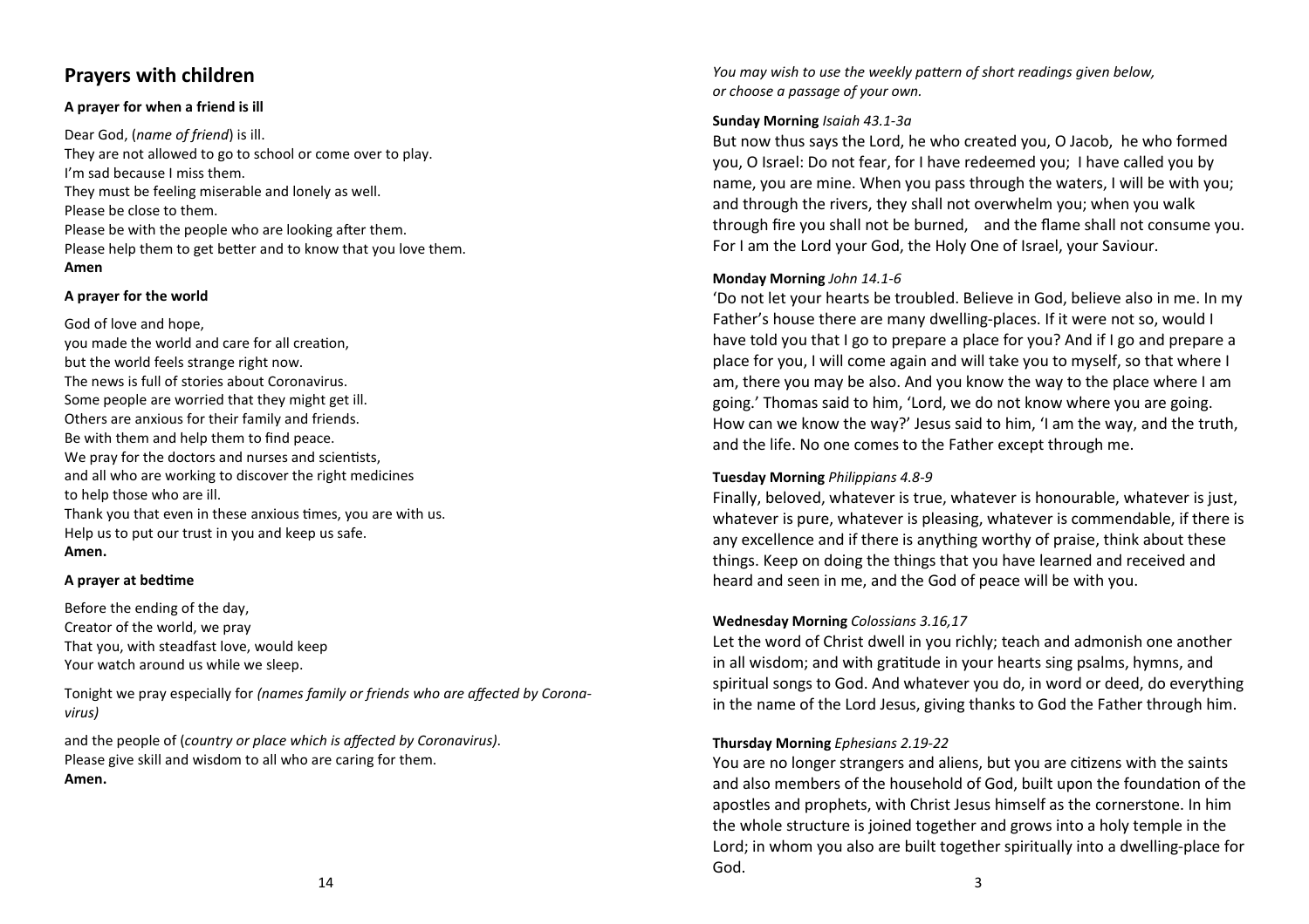## Prayers with children

**A prayer for when a friend is ill**

Dear God, (*name of friend*) is ill.
They are not allowed to go to school or come over to play.
I'm sad because I miss them.
They must be feeling miserable and lonely as well.
Please be close to them.
Please be with the people who are looking after them.
Please help them to get better and to know that you love them.
**Amen**

**A prayer for the world**

God of love and hope,
you made the world and care for all creation,
but the world feels strange right now.
The news is full of stories about Coronavirus.
Some people are worried that they might get ill.
Others are anxious for their family and friends.
Be with them and help them to find peace.
We pray for the doctors and nurses and scientists,
and all who are working to discover the right medicines
to help those who are ill.
Thank you that even in these anxious times, you are with us.
Help us to put our trust in you and keep us safe.
**Amen.**

**A prayer at bedtime**

Before the ending of the day,
Creator of the world, we pray
That you, with steadfast love, would keep
Your watch around us while we sleep.

Tonight we pray especially for *(names family or friends who are affected by Coronavirus)*

and the people of (*country or place which is affected by Coronavirus)*.
Please give skill and wisdom to all who are caring for them.
**Amen.**

*You may wish to use the weekly pattern of short readings given below, or choose a passage of your own.*

**Sunday Morning** *Isaiah 43.1-3a*

But now thus says the Lord, he who created you, O Jacob, he who formed you, O Israel: Do not fear, for I have redeemed you; I have called you by name, you are mine. When you pass through the waters, I will be with you; and through the rivers, they shall not overwhelm you; when you walk through fire you shall not be burned, and the flame shall not consume you. For I am the Lord your God, the Holy One of Israel, your Saviour.

**Monday Morning** *John 14.1-6*

'Do not let your hearts be troubled. Believe in God, believe also in me. In my Father's house there are many dwelling-places. If it were not so, would I have told you that I go to prepare a place for you? And if I go and prepare a place for you, I will come again and will take you to myself, so that where I am, there you may be also. And you know the way to the place where I am going.' Thomas said to him, 'Lord, we do not know where you are going. How can we know the way?' Jesus said to him, 'I am the way, and the truth, and the life. No one comes to the Father except through me.

**Tuesday Morning** *Philippians 4.8-9*

Finally, beloved, whatever is true, whatever is honourable, whatever is just, whatever is pure, whatever is pleasing, whatever is commendable, if there is any excellence and if there is anything worthy of praise, think about these things. Keep on doing the things that you have learned and received and heard and seen in me, and the God of peace will be with you.

**Wednesday Morning** *Colossians 3.16,17*

Let the word of Christ dwell in you richly; teach and admonish one another in all wisdom; and with gratitude in your hearts sing psalms, hymns, and spiritual songs to God. And whatever you do, in word or deed, do everything in the name of the Lord Jesus, giving thanks to God the Father through him.

**Thursday Morning** *Ephesians 2.19-22*

You are no longer strangers and aliens, but you are citizens with the saints and also members of the household of God, built upon the foundation of the apostles and prophets, with Christ Jesus himself as the cornerstone. In him the whole structure is joined together and grows into a holy temple in the Lord; in whom you also are built together spiritually into a dwelling-place for God.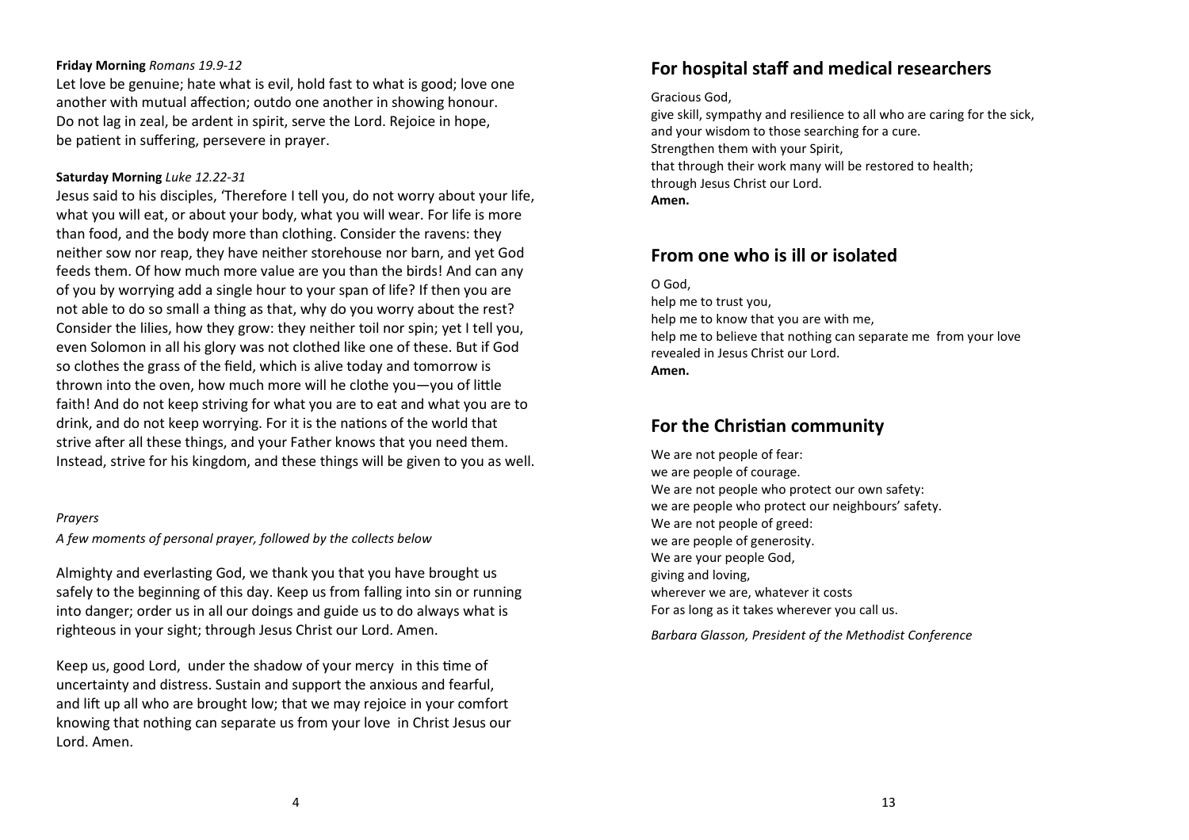**Friday Morning** *Romans 19.9-12*

Let love be genuine; hate what is evil, hold fast to what is good; love one another with mutual affection; outdo one another in showing honour. Do not lag in zeal, be ardent in spirit, serve the Lord. Rejoice in hope, be patient in suffering, persevere in prayer.

**Saturday Morning** *Luke 12.22-31*

Jesus said to his disciples, 'Therefore I tell you, do not worry about your life, what you will eat, or about your body, what you will wear. For life is more than food, and the body more than clothing. Consider the ravens: they neither sow nor reap, they have neither storehouse nor barn, and yet God feeds them. Of how much more value are you than the birds! And can any of you by worrying add a single hour to your span of life? If then you are not able to do so small a thing as that, why do you worry about the rest? Consider the lilies, how they grow: they neither toil nor spin; yet I tell you, even Solomon in all his glory was not clothed like one of these. But if God so clothes the grass of the field, which is alive today and tomorrow is thrown into the oven, how much more will he clothe you—you of little faith! And do not keep striving for what you are to eat and what you are to drink, and do not keep worrying. For it is the nations of the world that strive after all these things, and your Father knows that you need them. Instead, strive for his kingdom, and these things will be given to you as well.

*Prayers*

*A few moments of personal prayer, followed by the collects below*

Almighty and everlasting God, we thank you that you have brought us safely to the beginning of this day. Keep us from falling into sin or running into danger; order us in all our doings and guide us to do always what is righteous in your sight; through Jesus Christ our Lord. Amen.

Keep us, good Lord, under the shadow of your mercy in this time of uncertainty and distress. Sustain and support the anxious and fearful, and lift up all who are brought low; that we may rejoice in your comfort knowing that nothing can separate us from your love in Christ Jesus our Lord. Amen.

## For hospital staff and medical researchers

Gracious God,
give skill, sympathy and resilience to all who are caring for the sick,
and your wisdom to those searching for a cure.
Strengthen them with your Spirit,
that through their work many will be restored to health;
through Jesus Christ our Lord.
**Amen.**

## From one who is ill or isolated

O God,
help me to trust you,
help me to know that you are with me,
help me to believe that nothing can separate me from your love
revealed in Jesus Christ our Lord.
**Amen.**

## For the Christian community

We are not people of fear:
we are people of courage.
We are not people who protect our own safety:
we are people who protect our neighbours' safety.
We are not people of greed:
we are people of generosity.
We are your people God,
giving and loving,
wherever we are, whatever it costs
For as long as it takes wherever you call us.

*Barbara Glasson, President of the Methodist Conference*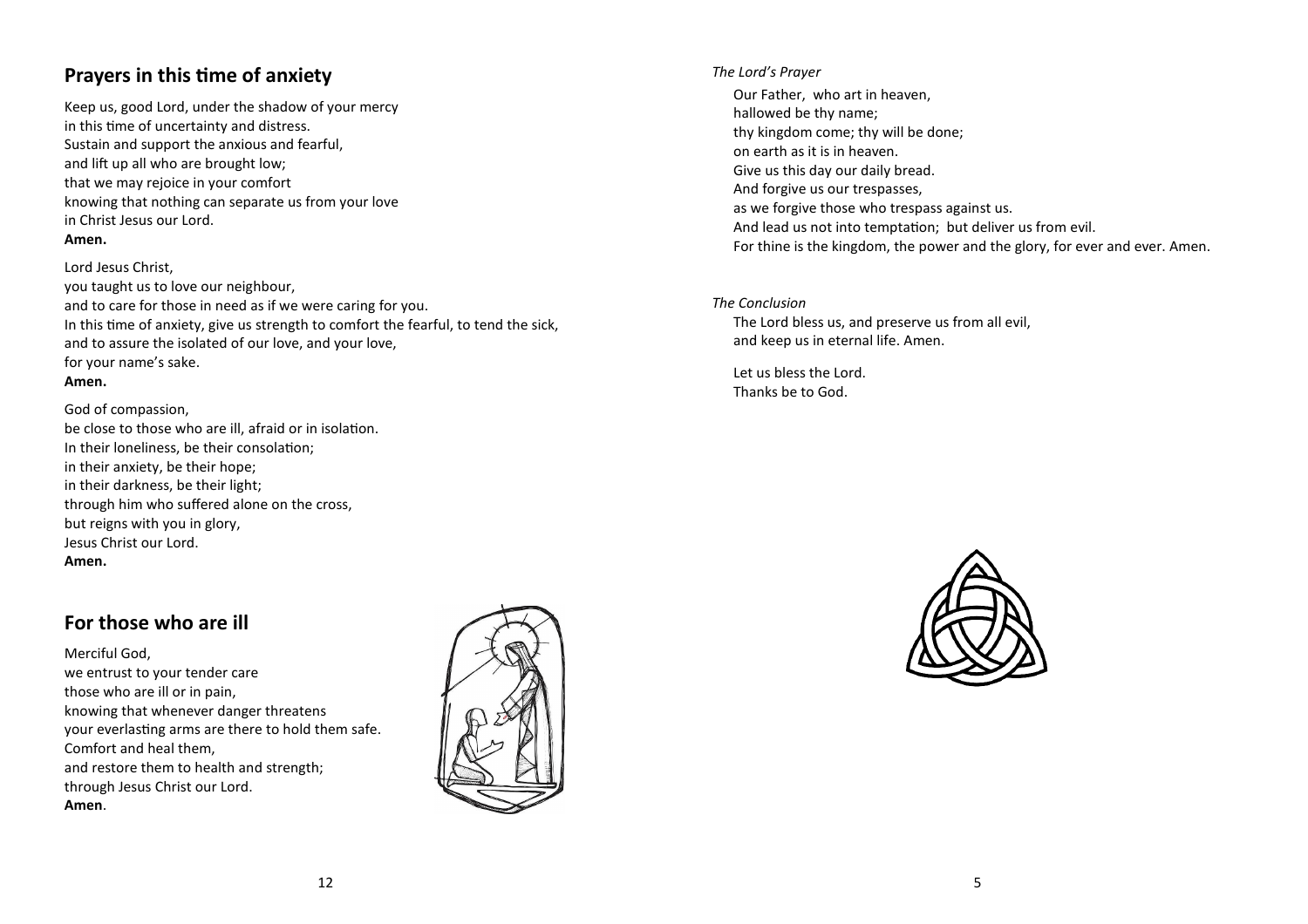## Prayers in this time of anxiety

Keep us, good Lord, under the shadow of your mercy
in this time of uncertainty and distress.
Sustain and support the anxious and fearful,
and lift up all who are brought low;
that we may rejoice in your comfort
knowing that nothing can separate us from your love
in Christ Jesus our Lord.
**Amen.**

Lord Jesus Christ,
you taught us to love our neighbour,
and to care for those in need as if we were caring for you.
In this time of anxiety, give us strength to comfort the fearful, to tend the sick,
and to assure the isolated of our love, and your love,
for your name's sake.
**Amen.**

God of compassion,
be close to those who are ill, afraid or in isolation.
In their loneliness, be their consolation;
in their anxiety, be their hope;
in their darkness, be their light;
through him who suffered alone on the cross,
but reigns with you in glory,
Jesus Christ our Lord.
**Amen.**

## For those who are ill

Merciful God,
we entrust to your tender care
those who are ill or in pain,
knowing that whenever danger threatens
your everlasting arms are there to hold them safe.
Comfort and heal them,
and restore them to health and strength;
through Jesus Christ our Lord.
**Amen**.

*The Lord's Prayer*

Our Father, who art in heaven,
hallowed be thy name;
thy kingdom come; thy will be done;
on earth as it is in heaven.
Give us this day our daily bread.
And forgive us our trespasses,
as we forgive those who trespass against us.
And lead us not into temptation; but deliver us from evil.
For thine is the kingdom, the power and the glory, for ever and ever. Amen.

*The Conclusion*

The Lord bless us, and preserve us from all evil,
and keep us in eternal life. Amen.

Let us bless the Lord.
Thanks be to God.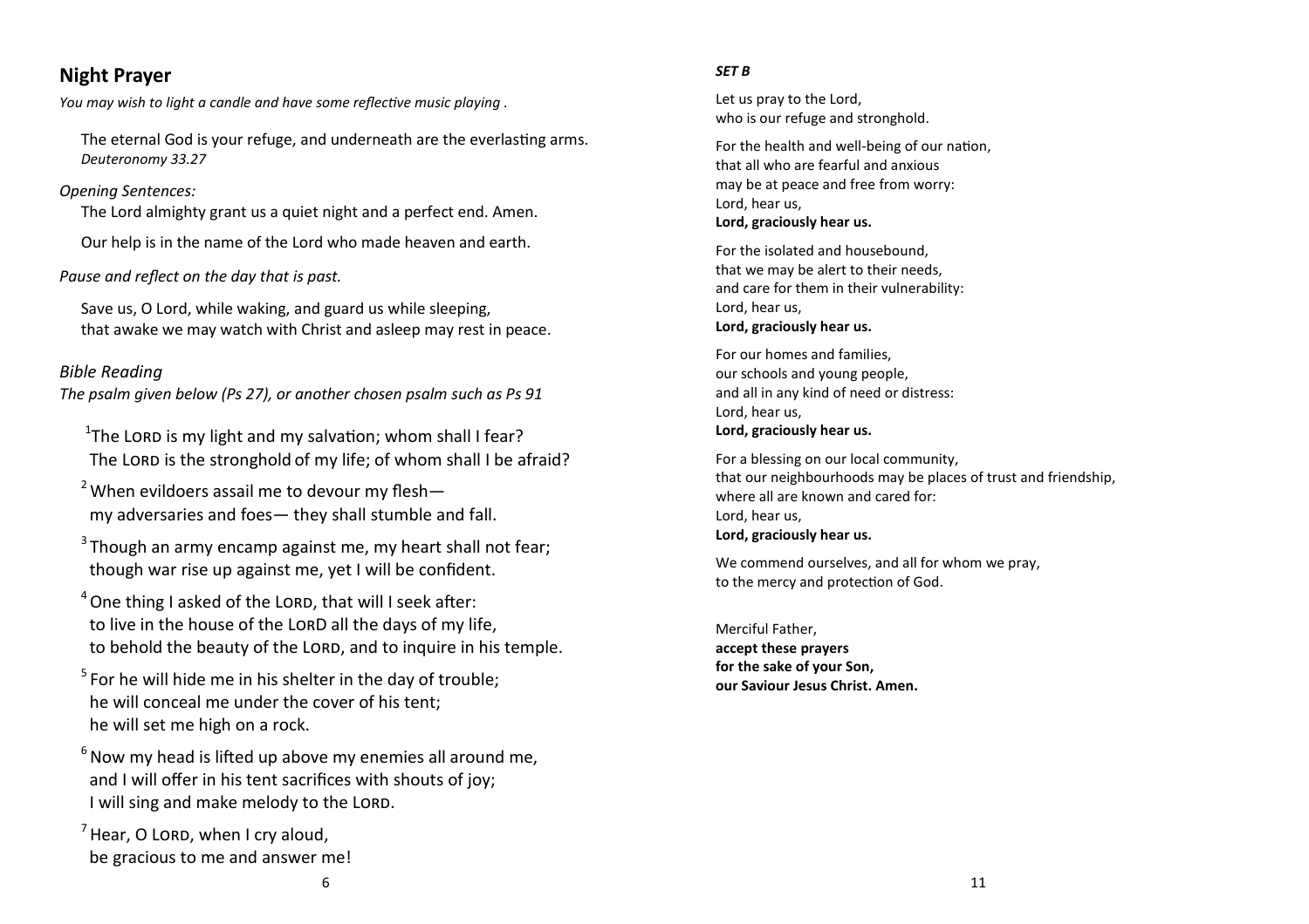## Night Prayer

*You may wish to light a candle and have some reflective music playing .*

The eternal God is your refuge, and underneath are the everlasting arms.
*Deuteronomy 33.27*

*Opening Sentences:*

The Lord almighty grant us a quiet night and a perfect end. Amen.

Our help is in the name of the Lord who made heaven and earth.

*Pause and reflect on the day that is past.*

Save us, O Lord, while waking, and guard us while sleeping,
that awake we may watch with Christ and asleep may rest in peace.

### *Bible Reading*

*The psalm given below (Ps 27), or another chosen psalm such as Ps 91*

[1]The LORD is my light and my salvation; whom shall I fear?
The LORD is the stronghold of my life; of whom shall I be afraid?

[2] When evildoers assail me to devour my flesh—
my adversaries and foes— they shall stumble and fall.

[3] Though an army encamp against me, my heart shall not fear;
though war rise up against me, yet I will be confident.

[4] One thing I asked of the LORD, that will I seek after:
to live in the house of the LORD all the days of my life,
to behold the beauty of the LORD, and to inquire in his temple.

[5] For he will hide me in his shelter in the day of trouble;
he will conceal me under the cover of his tent;
he will set me high on a rock.

[6] Now my head is lifted up above my enemies all around me,
and I will offer in his tent sacrifices with shouts of joy;
I will sing and make melody to the LORD.

[7] Hear, O LORD, when I cry aloud,
be gracious to me and answer me!

***SET B***

Let us pray to the Lord,
who is our refuge and stronghold.

For the health and well-being of our nation,
that all who are fearful and anxious
may be at peace and free from worry:
Lord, hear us,
**Lord, graciously hear us.**

For the isolated and housebound,
that we may be alert to their needs,
and care for them in their vulnerability:
Lord, hear us,
**Lord, graciously hear us.**

For our homes and families,
our schools and young people,
and all in any kind of need or distress:
Lord, hear us,
**Lord, graciously hear us.**

For a blessing on our local community,
that our neighbourhoods may be places of trust and friendship,
where all are known and cared for:
Lord, hear us,
**Lord, graciously hear us.**

We commend ourselves, and all for whom we pray,
to the mercy and protection of God.

Merciful Father,
**accept these prayers**
**for the sake of your Son,**
**our Saviour Jesus Christ. Amen.**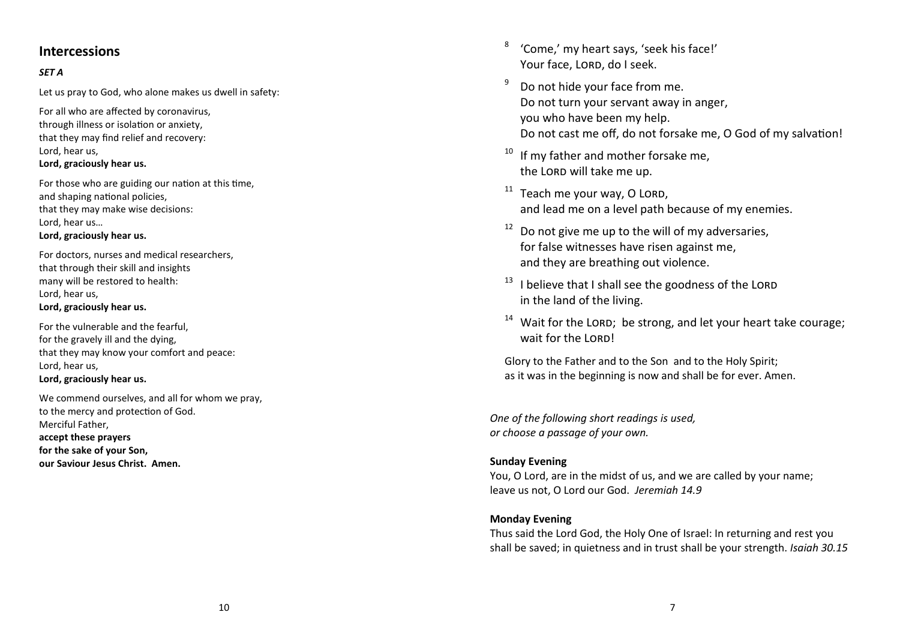## Intercessions

***SET A***

Let us pray to God, who alone makes us dwell in safety:

For all who are affected by coronavirus,
through illness or isolation or anxiety,
that they may find relief and recovery:
Lord, hear us,
**Lord, graciously hear us.**

For those who are guiding our nation at this time,
and shaping national policies,
that they may make wise decisions:
Lord, hear us…
**Lord, graciously hear us.**

For doctors, nurses and medical researchers,
that through their skill and insights
many will be restored to health:
Lord, hear us,
**Lord, graciously hear us.**

For the vulnerable and the fearful,
for the gravely ill and the dying,
that they may know your comfort and peace:
Lord, hear us,
**Lord, graciously hear us.**

We commend ourselves, and all for whom we pray,
to the mercy and protection of God.
Merciful Father,
**accept these prayers**
**for the sake of your Son,**
**our Saviour Jesus Christ. Amen.**

[8] 'Come,' my heart says, 'seek his face!'
Your face, LORD, do I seek.

[9] Do not hide your face from me.
Do not turn your servant away in anger,
you who have been my help.
Do not cast me off, do not forsake me, O God of my salvation!

[10] If my father and mother forsake me,
the LORD will take me up.

[11] Teach me your way, O LORD,
and lead me on a level path because of my enemies.

[12] Do not give me up to the will of my adversaries,
for false witnesses have risen against me,
and they are breathing out violence.

[13] I believe that I shall see the goodness of the LORD
in the land of the living.

[14] Wait for the LORD; be strong, and let your heart take courage;
wait for the LORD!

Glory to the Father and to the Son and to the Holy Spirit;
as it was in the beginning is now and shall be for ever. Amen.

*One of the following short readings is used,*
*or choose a passage of your own.*

**Sunday Evening**
You, O Lord, are in the midst of us, and we are called by your name;
leave us not, O Lord our God. *Jeremiah 14.9*

**Monday Evening**
Thus said the Lord God, the Holy One of Israel: In returning and rest you shall be saved; in quietness and in trust shall be your strength. *Isaiah 30.15*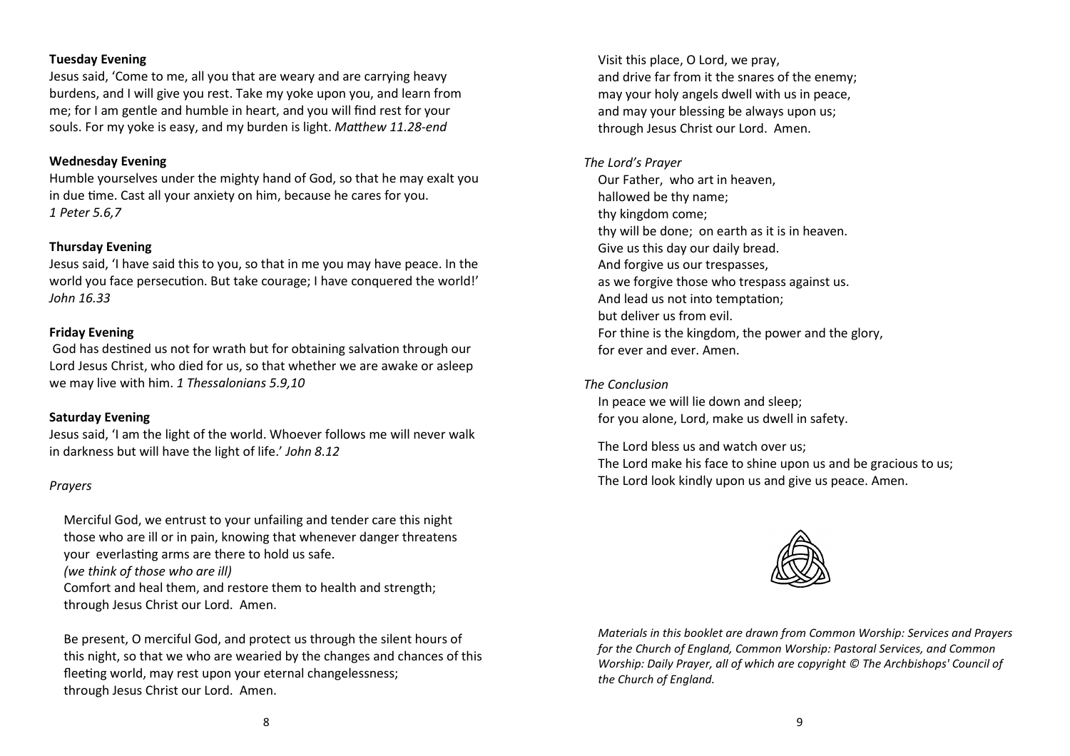**Tuesday Evening**

Jesus said, 'Come to me, all you that are weary and are carrying heavy burdens, and I will give you rest. Take my yoke upon you, and learn from me; for I am gentle and humble in heart, and you will find rest for your souls. For my yoke is easy, and my burden is light. *Matthew 11.28-end*

**Wednesday Evening**

Humble yourselves under the mighty hand of God, so that he may exalt you in due time. Cast all your anxiety on him, because he cares for you. *1 Peter 5.6,7*

**Thursday Evening**

Jesus said, 'I have said this to you, so that in me you may have peace. In the world you face persecution. But take courage; I have conquered the world!' *John 16.33*

**Friday Evening**

God has destined us not for wrath but for obtaining salvation through our Lord Jesus Christ, who died for us, so that whether we are awake or asleep we may live with him. *1 Thessalonians 5.9,10*

**Saturday Evening**

Jesus said, 'I am the light of the world. Whoever follows me will never walk in darkness but will have the light of life.' *John 8.12*

*Prayers*

Merciful God, we entrust to your unfailing and tender care this night
those who are ill or in pain, knowing that whenever danger threatens
your everlasting arms are there to hold us safe.
*(we think of those who are ill)*
Comfort and heal them, and restore them to health and strength;
through Jesus Christ our Lord. Amen.

Be present, O merciful God, and protect us through the silent hours of
this night, so that we who are wearied by the changes and chances of this
fleeting world, may rest upon your eternal changelessness;
through Jesus Christ our Lord. Amen.

Visit this place, O Lord, we pray,
and drive far from it the snares of the enemy;
may your holy angels dwell with us in peace,
and may your blessing be always upon us;
through Jesus Christ our Lord. Amen.

*The Lord's Prayer*

Our Father, who art in heaven,
hallowed be thy name;
thy kingdom come;
thy will be done; on earth as it is in heaven.
Give us this day our daily bread.
And forgive us our trespasses,
as we forgive those who trespass against us.
And lead us not into temptation;
but deliver us from evil.
For thine is the kingdom, the power and the glory,
for ever and ever. Amen.

*The Conclusion*

In peace we will lie down and sleep;
for you alone, Lord, make us dwell in safety.

The Lord bless us and watch over us;
The Lord make his face to shine upon us and be gracious to us;
The Lord look kindly upon us and give us peace. Amen.

*Materials in this booklet are drawn from Common Worship: Services and Prayers for the Church of England, Common Worship: Pastoral Services, and Common Worship: Daily Prayer, all of which are copyright © The Archbishops' Council of the Church of England.*